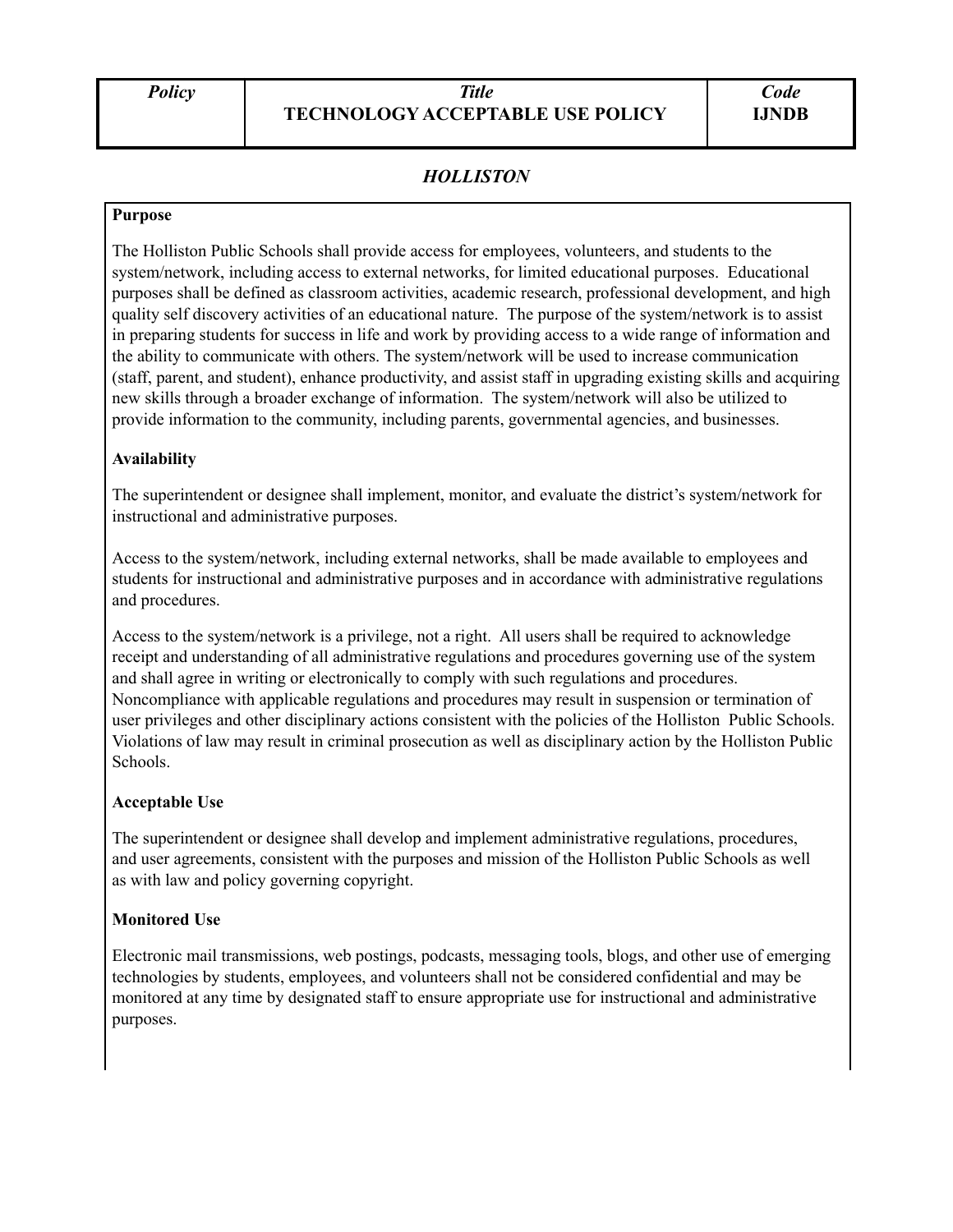| Policy | Title<br>**TECHNOLOGY ACCEPTABLE USE POLICY** | Code<br>**IJNDB** |
|---|---|---|

*HOLLISTON*

**Purpose**

The Holliston Public Schools shall provide access for employees, volunteers, and students to the system/network, including access to external networks, for limited educational purposes. Educational purposes shall be defined as classroom activities, academic research, professional development, and high quality self discovery activities of an educational nature. The purpose of the system/network is to assist in preparing students for success in life and work by providing access to a wide range of information and the ability to communicate with others. The system/network will be used to increase communication (staff, parent, and student), enhance productivity, and assist staff in upgrading existing skills and acquiring new skills through a broader exchange of information. The system/network will also be utilized to provide information to the community, including parents, governmental agencies, and businesses.

**Availability**

The superintendent or designee shall implement, monitor, and evaluate the district's system/network for instructional and administrative purposes.

Access to the system/network, including external networks, shall be made available to employees and students for instructional and administrative purposes and in accordance with administrative regulations and procedures.

Access to the system/network is a privilege, not a right. All users shall be required to acknowledge receipt and understanding of all administrative regulations and procedures governing use of the system and shall agree in writing or electronically to comply with such regulations and procedures. Noncompliance with applicable regulations and procedures may result in suspension or termination of user privileges and other disciplinary actions consistent with the policies of the Holliston Public Schools. Violations of law may result in criminal prosecution as well as disciplinary action by the Holliston Public Schools.

**Acceptable Use**

The superintendent or designee shall develop and implement administrative regulations, procedures, and user agreements, consistent with the purposes and mission of the Holliston Public Schools as well as with law and policy governing copyright.

**Monitored Use**

Electronic mail transmissions, web postings, podcasts, messaging tools, blogs, and other use of emerging technologies by students, employees, and volunteers shall not be considered confidential and may be monitored at any time by designated staff to ensure appropriate use for instructional and administrative purposes.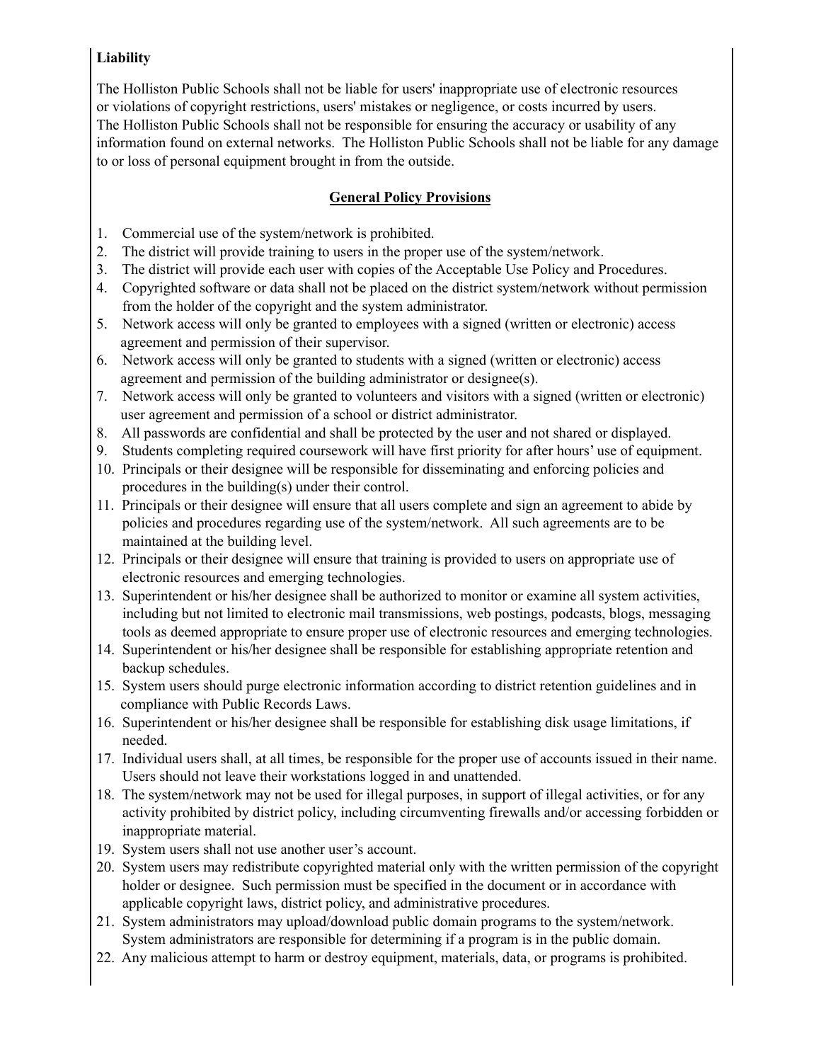**Liability**

The Holliston Public Schools shall not be liable for users' inappropriate use of electronic resources or violations of copyright restrictions, users' mistakes or negligence, or costs incurred by users. The Holliston Public Schools shall not be responsible for ensuring the accuracy or usability of any information found on external networks. The Holliston Public Schools shall not be liable for any damage to or loss of personal equipment brought in from the outside.

## General Policy Provisions

1. Commercial use of the system/network is prohibited.
2. The district will provide training to users in the proper use of the system/network.
3. The district will provide each user with copies of the Acceptable Use Policy and Procedures.
4. Copyrighted software or data shall not be placed on the district system/network without permission from the holder of the copyright and the system administrator.
5. Network access will only be granted to employees with a signed (written or electronic) access agreement and permission of their supervisor.
6. Network access will only be granted to students with a signed (written or electronic) access agreement and permission of the building administrator or designee(s).
7. Network access will only be granted to volunteers and visitors with a signed (written or electronic) user agreement and permission of a school or district administrator.
8. All passwords are confidential and shall be protected by the user and not shared or displayed.
9. Students completing required coursework will have first priority for after hours' use of equipment.
10. Principals or their designee will be responsible for disseminating and enforcing policies and procedures in the building(s) under their control.
11. Principals or their designee will ensure that all users complete and sign an agreement to abide by policies and procedures regarding use of the system/network. All such agreements are to be maintained at the building level.
12. Principals or their designee will ensure that training is provided to users on appropriate use of electronic resources and emerging technologies.
13. Superintendent or his/her designee shall be authorized to monitor or examine all system activities, including but not limited to electronic mail transmissions, web postings, podcasts, blogs, messaging tools as deemed appropriate to ensure proper use of electronic resources and emerging technologies.
14. Superintendent or his/her designee shall be responsible for establishing appropriate retention and backup schedules.
15. System users should purge electronic information according to district retention guidelines and in compliance with Public Records Laws.
16. Superintendent or his/her designee shall be responsible for establishing disk usage limitations, if needed.
17. Individual users shall, at all times, be responsible for the proper use of accounts issued in their name. Users should not leave their workstations logged in and unattended.
18. The system/network may not be used for illegal purposes, in support of illegal activities, or for any activity prohibited by district policy, including circumventing firewalls and/or accessing forbidden or inappropriate material.
19. System users shall not use another user's account.
20. System users may redistribute copyrighted material only with the written permission of the copyright holder or designee. Such permission must be specified in the document or in accordance with applicable copyright laws, district policy, and administrative procedures.
21. System administrators may upload/download public domain programs to the system/network. System administrators are responsible for determining if a program is in the public domain.
22. Any malicious attempt to harm or destroy equipment, materials, data, or programs is prohibited.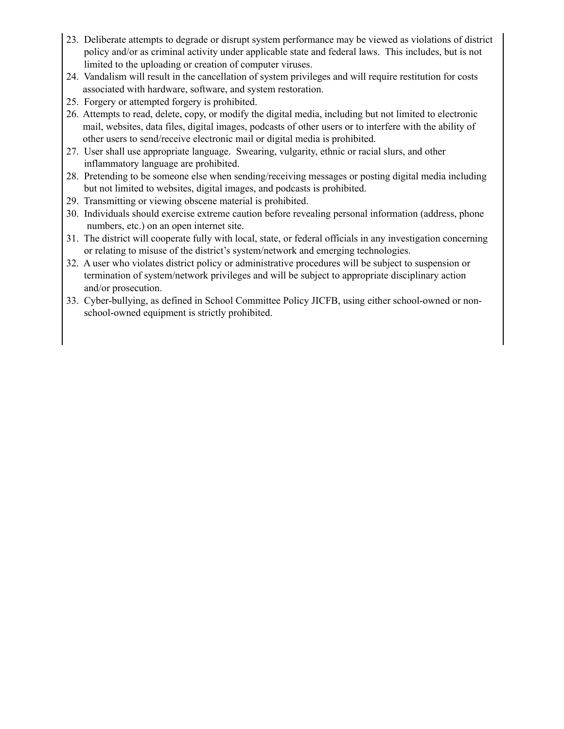23. Deliberate attempts to degrade or disrupt system performance may be viewed as violations of district policy and/or as criminal activity under applicable state and federal laws. This includes, but is not limited to the uploading or creation of computer viruses.
24. Vandalism will result in the cancellation of system privileges and will require restitution for costs associated with hardware, software, and system restoration.
25. Forgery or attempted forgery is prohibited.
26. Attempts to read, delete, copy, or modify the digital media, including but not limited to electronic mail, websites, data files, digital images, podcasts of other users or to interfere with the ability of other users to send/receive electronic mail or digital media is prohibited.
27. User shall use appropriate language. Swearing, vulgarity, ethnic or racial slurs, and other inflammatory language are prohibited.
28. Pretending to be someone else when sending/receiving messages or posting digital media including but not limited to websites, digital images, and podcasts is prohibited.
29. Transmitting or viewing obscene material is prohibited.
30. Individuals should exercise extreme caution before revealing personal information (address, phone numbers, etc.) on an open internet site.
31. The district will cooperate fully with local, state, or federal officials in any investigation concerning or relating to misuse of the district's system/network and emerging technologies.
32. A user who violates district policy or administrative procedures will be subject to suspension or termination of system/network privileges and will be subject to appropriate disciplinary action and/or prosecution.
33. Cyber-bullying, as defined in School Committee Policy JICFB, using either school-owned or non-school-owned equipment is strictly prohibited.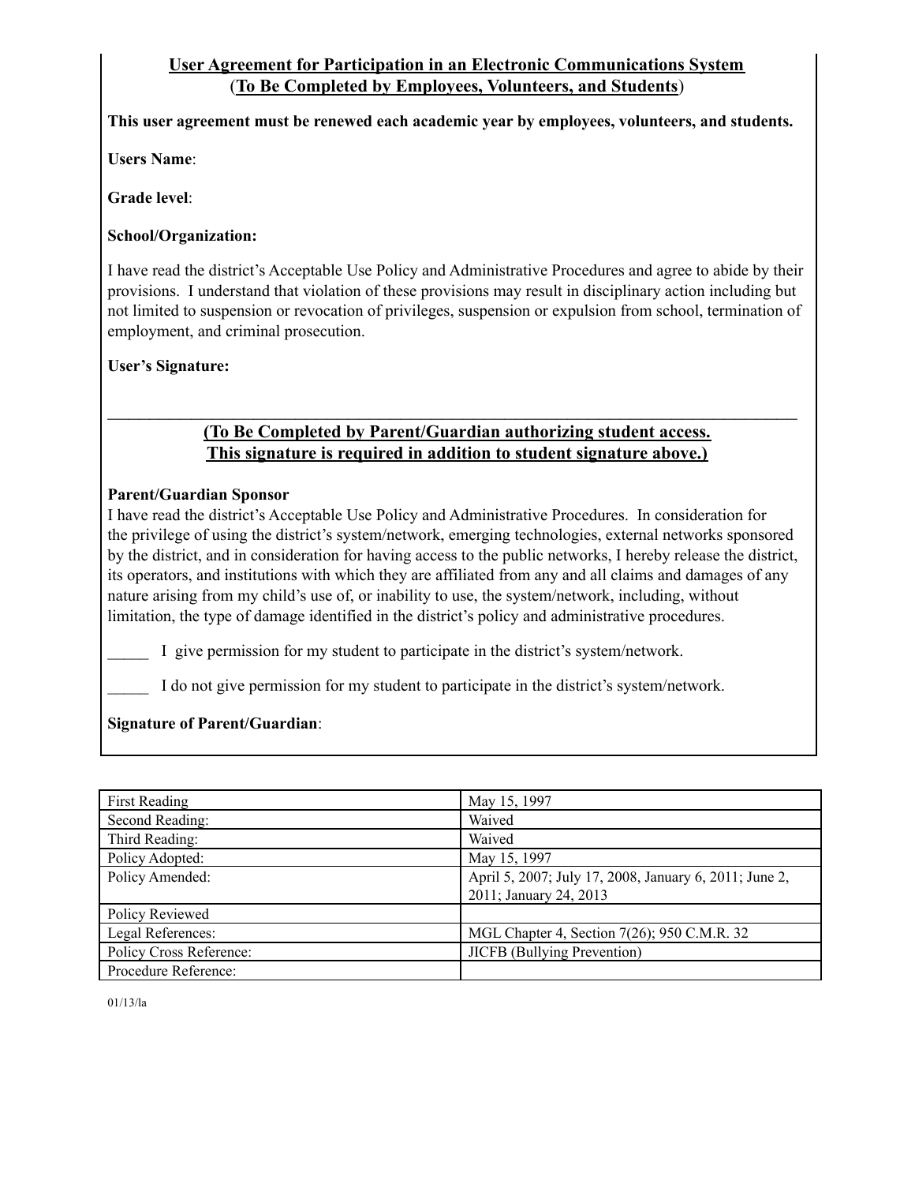**User Agreement for Participation in an Electronic Communications System**
**(To Be Completed by Employees, Volunteers, and Students)**

**This user agreement must be renewed each academic year by employees, volunteers, and students.**

**Users Name**:

**Grade level**:

**School/Organization:**

I have read the district's Acceptable Use Policy and Administrative Procedures and agree to abide by their provisions. I understand that violation of these provisions may result in disciplinary action including but not limited to suspension or revocation of privileges, suspension or expulsion from school, termination of employment, and criminal prosecution.

**User's Signature:**

---

**(To Be Completed by Parent/Guardian authorizing student access.**
**This signature is required in addition to student signature above.)**

**Parent/Guardian Sponsor**
I have read the district's Acceptable Use Policy and Administrative Procedures. In consideration for the privilege of using the district's system/network, emerging technologies, external networks sponsored by the district, and in consideration for having access to the public networks, I hereby release the district, its operators, and institutions with which they are affiliated from any and all claims and damages of any nature arising from my child's use of, or inability to use, the system/network, including, without limitation, the type of damage identified in the district's policy and administrative procedures.

_____ I give permission for my student to participate in the district's system/network.

_____ I do not give permission for my student to participate in the district's system/network.

**Signature of Parent/Guardian**:

| | |
|---|---|
| First Reading | May 15, 1997 |
| Second Reading: | Waived |
| Third Reading: | Waived |
| Policy Adopted: | May 15, 1997 |
| Policy Amended: | April 5, 2007; July 17, 2008, January 6, 2011; June 2, 2011; January 24, 2013 |
| Policy Reviewed | |
| Legal References: | MGL Chapter 4, Section 7(26); 950 C.M.R. 32 |
| Policy Cross Reference: | JICFB (Bullying Prevention) |
| Procedure Reference: | |

01/13/la